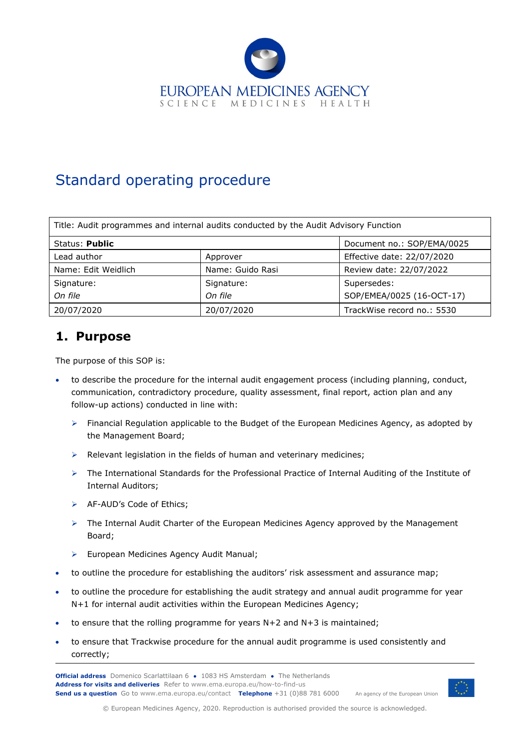EUROPEAN MEDICINES AGENCY
SCIENCE MEDICINES HEALTH

# Standard operating procedure

| Title: Audit programmes and internal audits conducted by the Audit Advisory Function | | |
|---|---|---|
| Status: **Public** | | Document no.: SOP/EMA/0025 |
| Lead author | Approver | Effective date: 22/07/2020 |
| Name: Edit Weidlich | Name: Guido Rasi | Review date: 22/07/2022 |
| Signature: *On file* | Signature: *On file* | Supersedes: SOP/EMEA/0025 (16-OCT-17) |
| 20/07/2020 | 20/07/2020 | TrackWise record no.: 5530 |

## 1. Purpose

The purpose of this SOP is:

- to describe the procedure for the internal audit engagement process (including planning, conduct, communication, contradictory procedure, quality assessment, final report, action plan and any follow-up actions) conducted in line with:
  - Financial Regulation applicable to the Budget of the European Medicines Agency, as adopted by the Management Board;
  - Relevant legislation in the fields of human and veterinary medicines;
  - The International Standards for the Professional Practice of Internal Auditing of the Institute of Internal Auditors;
  - AF-AUD's Code of Ethics;
  - The Internal Audit Charter of the European Medicines Agency approved by the Management Board;
  - European Medicines Agency Audit Manual;
- to outline the procedure for establishing the auditors' risk assessment and assurance map;
- to outline the procedure for establishing the audit strategy and annual audit programme for year N+1 for internal audit activities within the European Medicines Agency;
- to ensure that the rolling programme for years N+2 and N+3 is maintained;
- to ensure that Trackwise procedure for the annual audit programme is used consistently and correctly;

**Official address** Domenico Scarlattilaan 6 ● 1083 HS Amsterdam ● The Netherlands
**Address for visits and deliveries** Refer to www.ema.europa.eu/how-to-find-us
**Send us a question** Go to www.ema.europa.eu/contact **Telephone** +31 (0)88 781 6000 An agency of the European Union

© European Medicines Agency, 2020. Reproduction is authorised provided the source is acknowledged.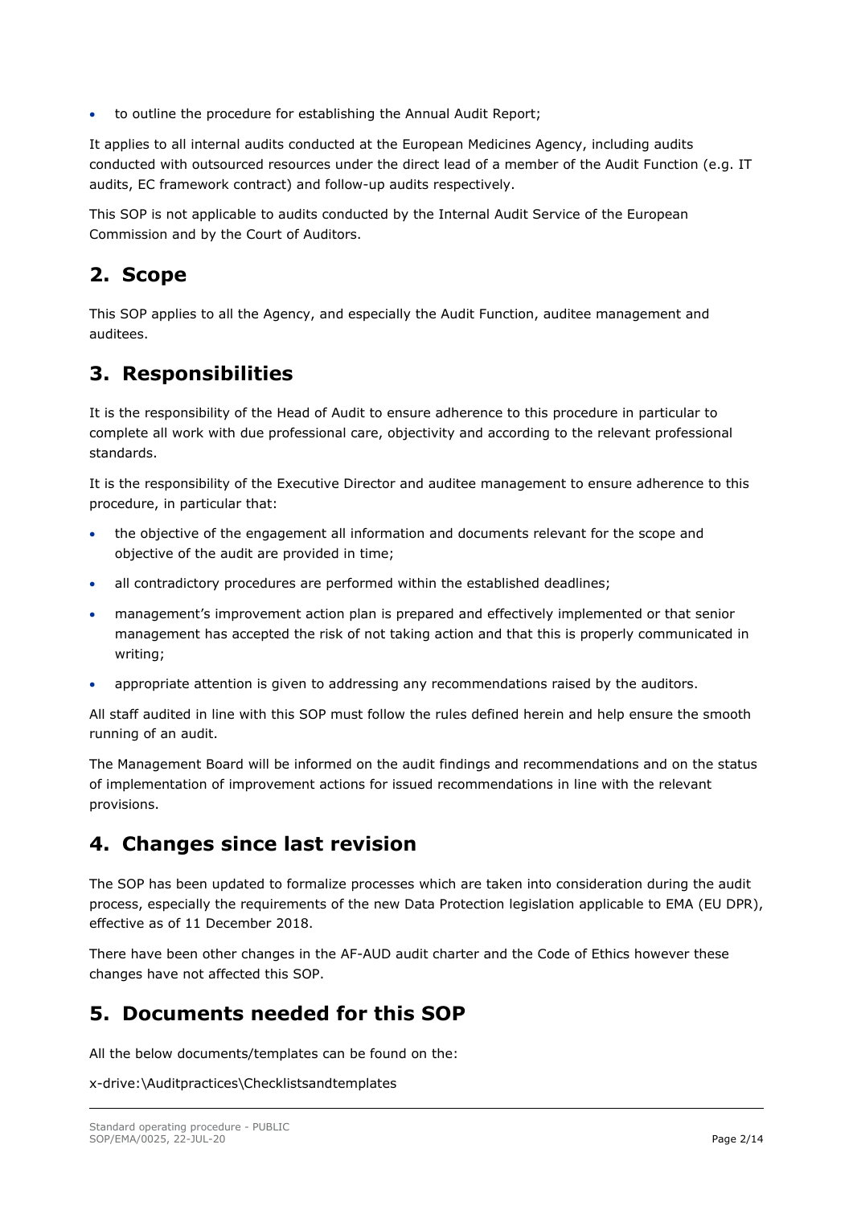- to outline the procedure for establishing the Annual Audit Report;

It applies to all internal audits conducted at the European Medicines Agency, including audits conducted with outsourced resources under the direct lead of a member of the Audit Function (e.g. IT audits, EC framework contract) and follow-up audits respectively.

This SOP is not applicable to audits conducted by the Internal Audit Service of the European Commission and by the Court of Auditors.

## 2. Scope

This SOP applies to all the Agency, and especially the Audit Function, auditee management and auditees.

## 3. Responsibilities

It is the responsibility of the Head of Audit to ensure adherence to this procedure in particular to complete all work with due professional care, objectivity and according to the relevant professional standards.

It is the responsibility of the Executive Director and auditee management to ensure adherence to this procedure, in particular that:

- the objective of the engagement all information and documents relevant for the scope and objective of the audit are provided in time;
- all contradictory procedures are performed within the established deadlines;
- management's improvement action plan is prepared and effectively implemented or that senior management has accepted the risk of not taking action and that this is properly communicated in writing;
- appropriate attention is given to addressing any recommendations raised by the auditors.

All staff audited in line with this SOP must follow the rules defined herein and help ensure the smooth running of an audit.

The Management Board will be informed on the audit findings and recommendations and on the status of implementation of improvement actions for issued recommendations in line with the relevant provisions.

## 4. Changes since last revision

The SOP has been updated to formalize processes which are taken into consideration during the audit process, especially the requirements of the new Data Protection legislation applicable to EMA (EU DPR), effective as of 11 December 2018.

There have been other changes in the AF-AUD audit charter and the Code of Ethics however these changes have not affected this SOP.

## 5. Documents needed for this SOP

All the below documents/templates can be found on the:

x-drive:\Auditpractices\Checklistsandtemplates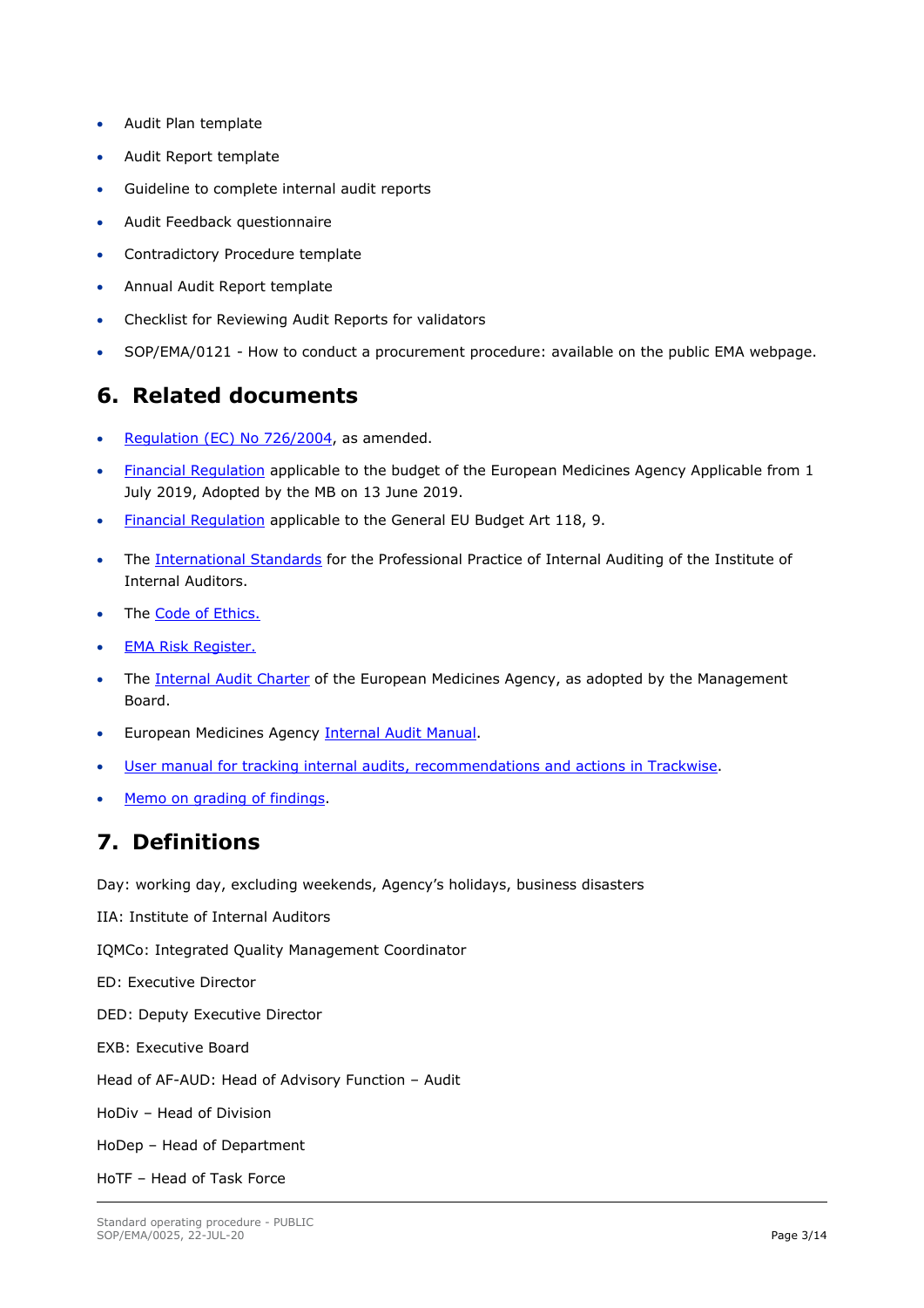- Audit Plan template
- Audit Report template
- Guideline to complete internal audit reports
- Audit Feedback questionnaire
- Contradictory Procedure template
- Annual Audit Report template
- Checklist for Reviewing Audit Reports for validators
- SOP/EMA/0121 - How to conduct a procurement procedure: available on the public EMA webpage.

## 6. Related documents

- Regulation (EC) No 726/2004, as amended.
- Financial Regulation applicable to the budget of the European Medicines Agency Applicable from 1 July 2019, Adopted by the MB on 13 June 2019.
- Financial Regulation applicable to the General EU Budget Art 118, 9.
- The International Standards for the Professional Practice of Internal Auditing of the Institute of Internal Auditors.
- The Code of Ethics.
- EMA Risk Register.
- The Internal Audit Charter of the European Medicines Agency, as adopted by the Management Board.
- European Medicines Agency Internal Audit Manual.
- User manual for tracking internal audits, recommendations and actions in Trackwise.
- Memo on grading of findings.

## 7. Definitions

Day: working day, excluding weekends, Agency's holidays, business disasters

IIA: Institute of Internal Auditors

IQMCo: Integrated Quality Management Coordinator

ED: Executive Director

DED: Deputy Executive Director

EXB: Executive Board

Head of AF-AUD: Head of Advisory Function – Audit

HoDiv – Head of Division

HoDep – Head of Department

HoTF – Head of Task Force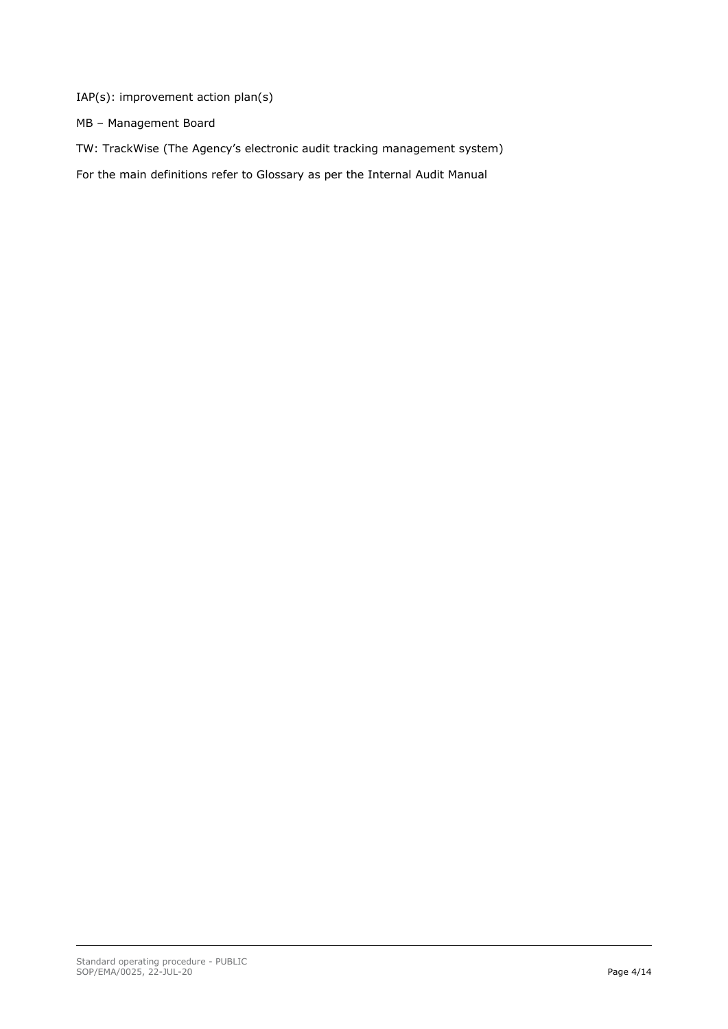IAP(s): improvement action plan(s)

MB – Management Board

TW: TrackWise (The Agency's electronic audit tracking management system)

For the main definitions refer to Glossary as per the Internal Audit Manual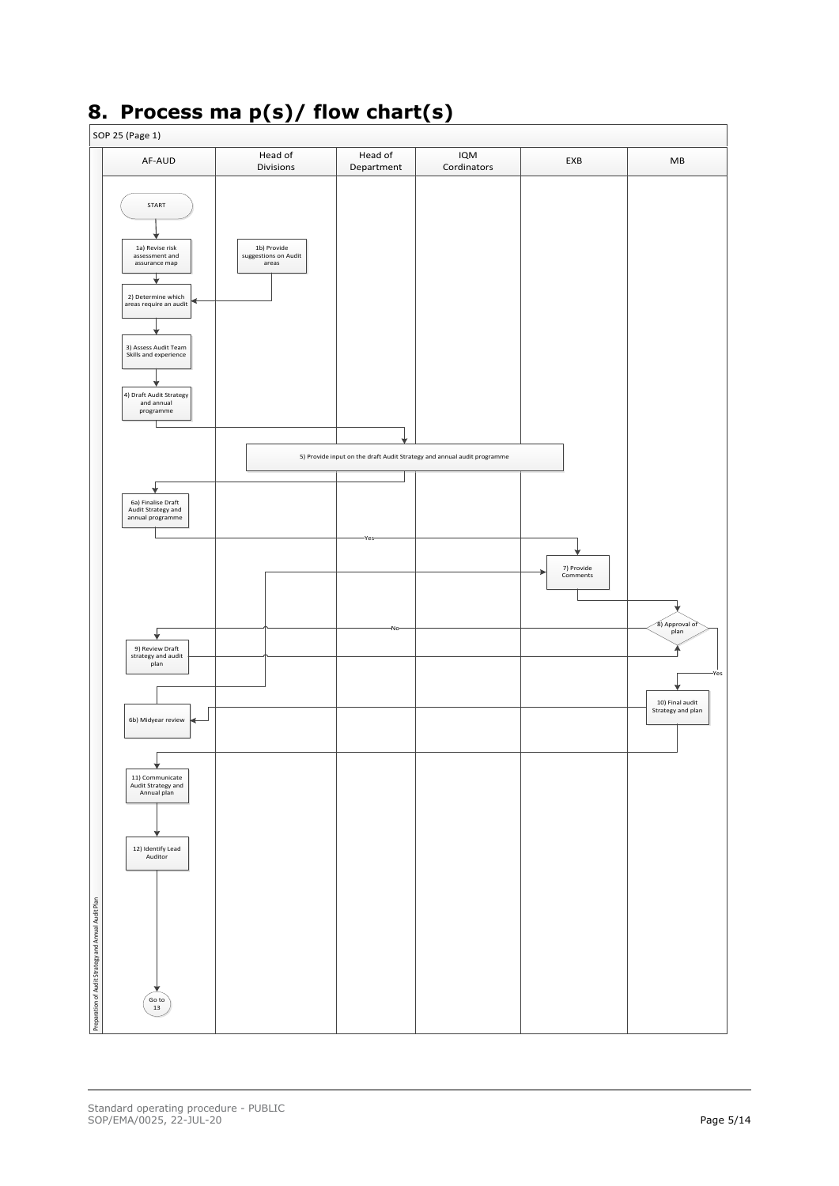# 8. Process ma p(s)/ flow chart(s)

SOP 25 (Page 1)

Preparation of Audit Strategy and Annual Audit Plan

| AF-AUD | Head of Divisions | Head of Department | IQM Cordinators | EXB | MB |
|---|---|---|---|---|---|
| START | | | | | |
| 1a) Revise risk assessment and assurance map | 1b) Provide suggestions on Audit areas | | | | |
| 2) Determine which areas require an audit | | | | | |
| 3) Assess Audit Team Skills and experience | | | | | |
| 4) Draft Audit Strategy and annual programme | | | | | |
| | 5) Provide input on the draft Audit Strategy and annual audit programme | | | | |
| 6a) Finalise Draft Audit Strategy and annual programme | | | | | |
| | | | | 7) Provide Comments | |
| | | | | | 8) Approval of plan |
| 9) Review Draft strategy and audit plan | | | | | |
| | | | | | 10) Final audit Strategy and plan |
| 6b) Midyear review | | | | | |
| 11) Communicate Audit Strategy and Annual plan | | | | | |
| 12) Identify Lead Auditor | | | | | |
| Go to 13 | | | | | |

Flow: START → 1a) → 2) (also from 1b)) → 3) → 4) → 5) → 6a) → Yes → 7) → 8) Approval of plan; No → 9) → 8); Yes → 10) → 6b) and 11); 6b) → 7); 11) → 12) → Go to 13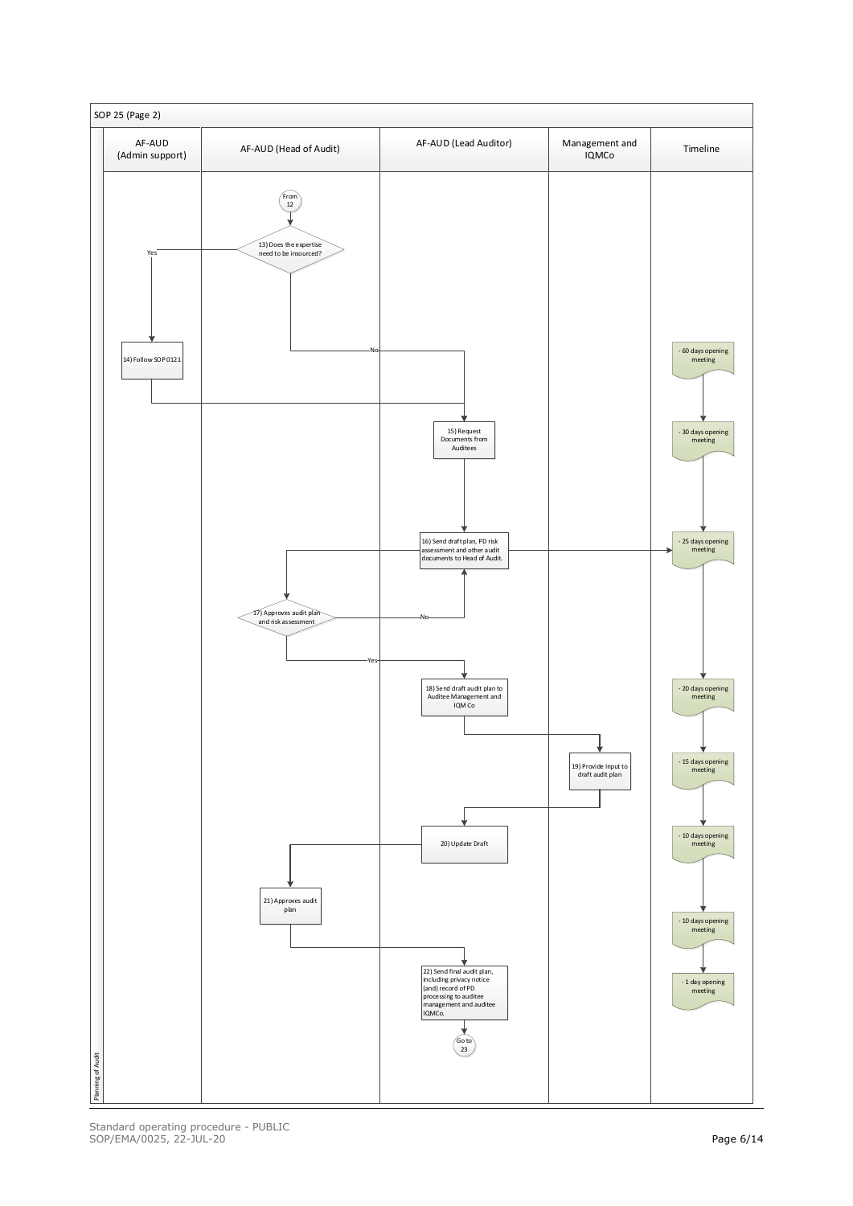SOP 25 (Page 2)

| AF-AUD (Admin support) | AF-AUD (Head of Audit) | AF-AUD (Lead Auditor) | Management and IQMCo | Timeline |
|---|---|---|---|---|

**Planning of Audit**

- From 12
- 13) Does the expertise need to be insourced?
  - Yes → 14) Follow SOP 0121 → 15)
  - No → 15)
- 15) Request Documents from Auditees (Timeline: - 60 days opening meeting; - 30 days opening meeting)
- 16) Send draft plan, PD risk assessment and other audit documents to Head of Audit. (Timeline: - 25 days opening meeting)
- 17) Approves audit plan and risk assessment
  - No → 16)
  - Yes → 18)
- 18) Send draft audit plan to Auditee Management and IQM Co (Timeline: - 20 days opening meeting)
- 19) Provide Input to draft audit plan (Timeline: - 15 days opening meeting)
- 20) Update Draft (Timeline: - 10 days opening meeting)
- 21) Approves audit plan (Timeline: - 10 days opening meeting)
- 22) Send final audit plan, including privacy notice (and) record of PD processing to auditee management and auditee IQMCo. (Timeline: - 1 day opening meeting)
- Go to 23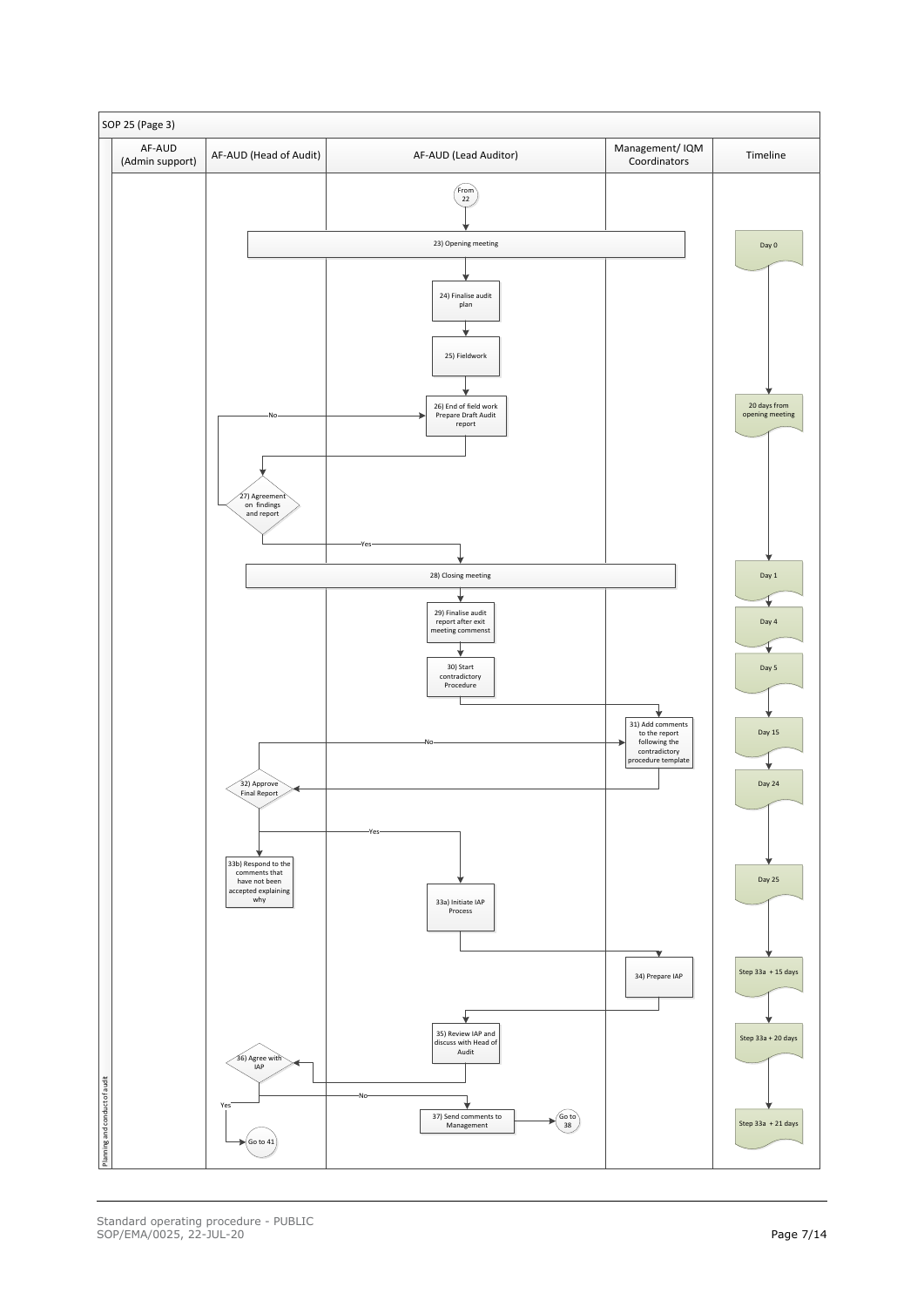SOP 25 (Page 3)

| AF-AUD (Admin support) | AF-AUD (Head of Audit) | AF-AUD (Lead Auditor) | Management/ IQM Coordinators | Timeline |
|---|---|---|---|---|
| | | From 22 | | |
| | 23) Opening meeting | | | Day 0 |
| | | 24) Finalise audit plan | | |
| | | 25) Fieldwork | | |
| | | 26) End of field work Prepare Draft Audit report | | 20 days from opening meeting |
| | 27) Agreement on findings and report (No → 26; Yes → 28) | | | |
| | 28) Closing meeting | | | Day 1 |
| | | 29) Finalise audit report after exit meeting commenst | | Day 4 |
| | | 30) Start contradictory Procedure | | Day 5 |
| | | | 31) Add comments to the report following the contradictory procedure template | Day 15 |
| | 32) Approve Final Report (No → 31; Yes → 33a, 33b) | | | Day 24 |
| | 33b) Respond to the comments that have not been accepted explaining why | 33a) Initiate IAP Process | | Day 25 |
| | | | 34) Prepare IAP | Step 33a + 15 days |
| | | 35) Review IAP and discuss with Head of Audit | | Step 33a + 20 days |
| | 36) Agree with IAP (Yes → Go to 41; No → 37) | | | |
| | Go to 41 | 37) Send comments to Management → Go to 38 | | Step 33a + 21 days |

Planning and conduct of audit

Standard operating procedure - PUBLIC
SOP/EMA/0025, 22-JUL-20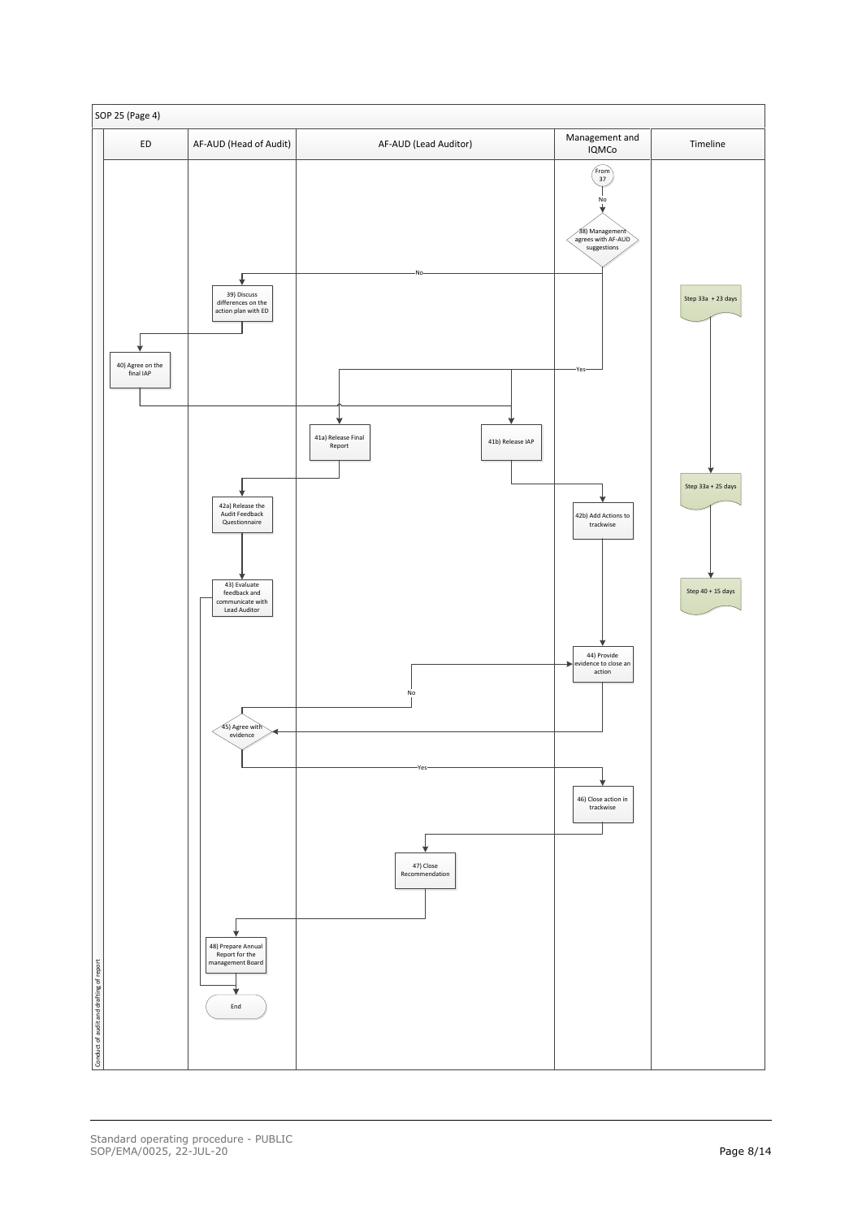SOP 25 (Page 4)

| ED | AF-AUD (Head of Audit) | AF-AUD (Lead Auditor) | Management and IQMCo | Timeline |
|---|---|---|---|---|
| | | | From 37 | |
| | | | No → 38) Management agrees with AF-AUD suggestions | |
| | 39) Discuss differences on the action plan with ED (38 No) | | | Step 33a + 23 days |
| 40) Agree on the final IAP | | | | |
| | | 41a) Release Final Report (38 Yes; from 40) | | |
| | | 41b) Release IAP (38 Yes; from 40) | | Step 33a + 25 days |
| | 42a) Release the Audit Feedback Questionnaire (from 41a) | | 42b) Add Actions to trackwise (from 41b) | |
| | 43) Evaluate feedback and communicate with Lead Auditor | | | Step 40 + 15 days |
| | | | 44) Provide evidence to close an action | |
| | 45) Agree with evidence (No → 44; Yes → 46) | | | |
| | | | 46) Close action in trackwise | |
| | | 47) Close Recommendation | | |
| | 48) Prepare Annual Report for the management Board | | | |
| | End (from 43 and 48) | | | |

Conduct of audit and drafting of report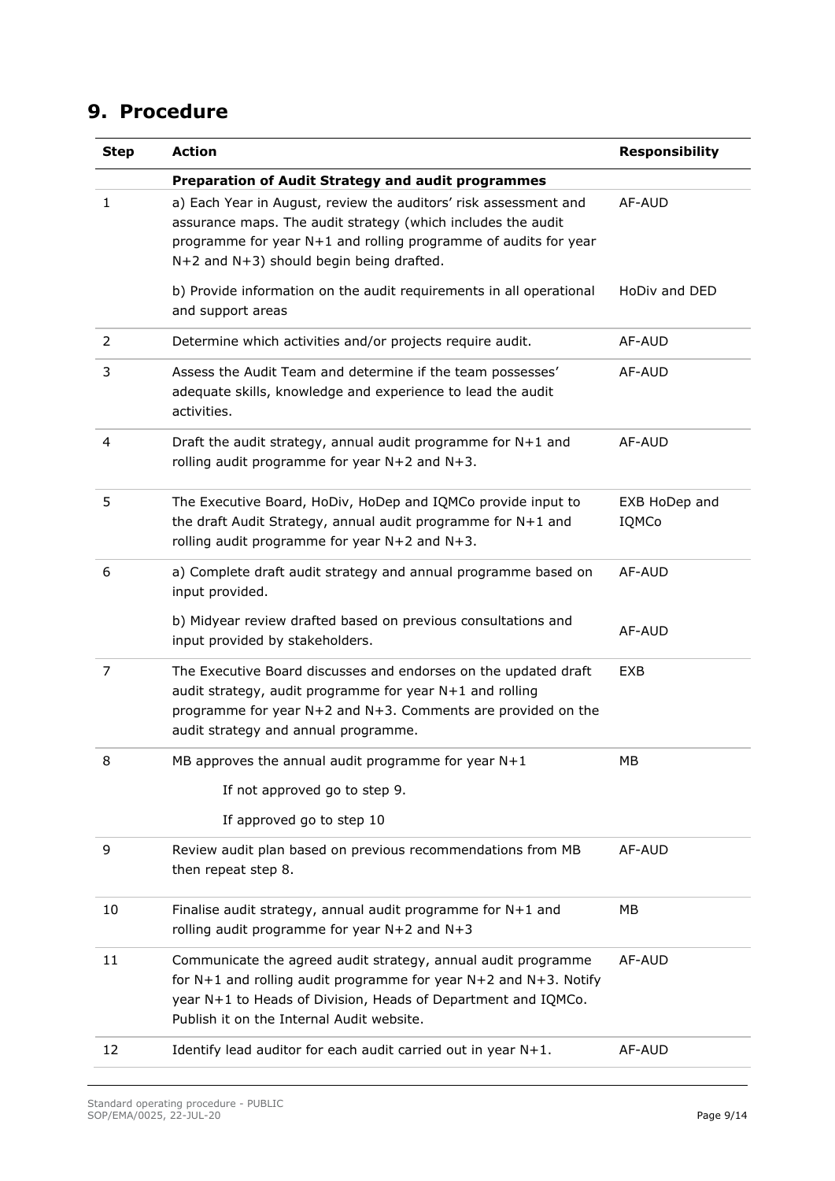# 9. Procedure

| Step | Action | Responsibility |
|---|---|---|
| | **Preparation of Audit Strategy and audit programmes** | |
| 1 | a) Each Year in August, review the auditors' risk assessment and assurance maps. The audit strategy (which includes the audit programme for year N+1 and rolling programme of audits for year N+2 and N+3) should begin being drafted. | AF-AUD |
| | b) Provide information on the audit requirements in all operational and support areas | HoDiv and DED |
| 2 | Determine which activities and/or projects require audit. | AF-AUD |
| 3 | Assess the Audit Team and determine if the team possesses' adequate skills, knowledge and experience to lead the audit activities. | AF-AUD |
| 4 | Draft the audit strategy, annual audit programme for N+1 and rolling audit programme for year N+2 and N+3. | AF-AUD |
| 5 | The Executive Board, HoDiv, HoDep and IQMCo provide input to the draft Audit Strategy, annual audit programme for N+1 and rolling audit programme for year N+2 and N+3. | EXB HoDep and IQMCo |
| 6 | a) Complete draft audit strategy and annual programme based on input provided. | AF-AUD |
| | b) Midyear review drafted based on previous consultations and input provided by stakeholders. | AF-AUD |
| 7 | The Executive Board discusses and endorses on the updated draft audit strategy, audit programme for year N+1 and rolling programme for year N+2 and N+3. Comments are provided on the audit strategy and annual programme. | EXB |
| 8 | MB approves the annual audit programme for year N+1<br><br>If not approved go to step 9.<br><br>If approved go to step 10 | MB |
| 9 | Review audit plan based on previous recommendations from MB then repeat step 8. | AF-AUD |
| 10 | Finalise audit strategy, annual audit programme for N+1 and rolling audit programme for year N+2 and N+3 | MB |
| 11 | Communicate the agreed audit strategy, annual audit programme for N+1 and rolling audit programme for year N+2 and N+3. Notify year N+1 to Heads of Division, Heads of Department and IQMCo. Publish it on the Internal Audit website. | AF-AUD |
| 12 | Identify lead auditor for each audit carried out in year N+1. | AF-AUD |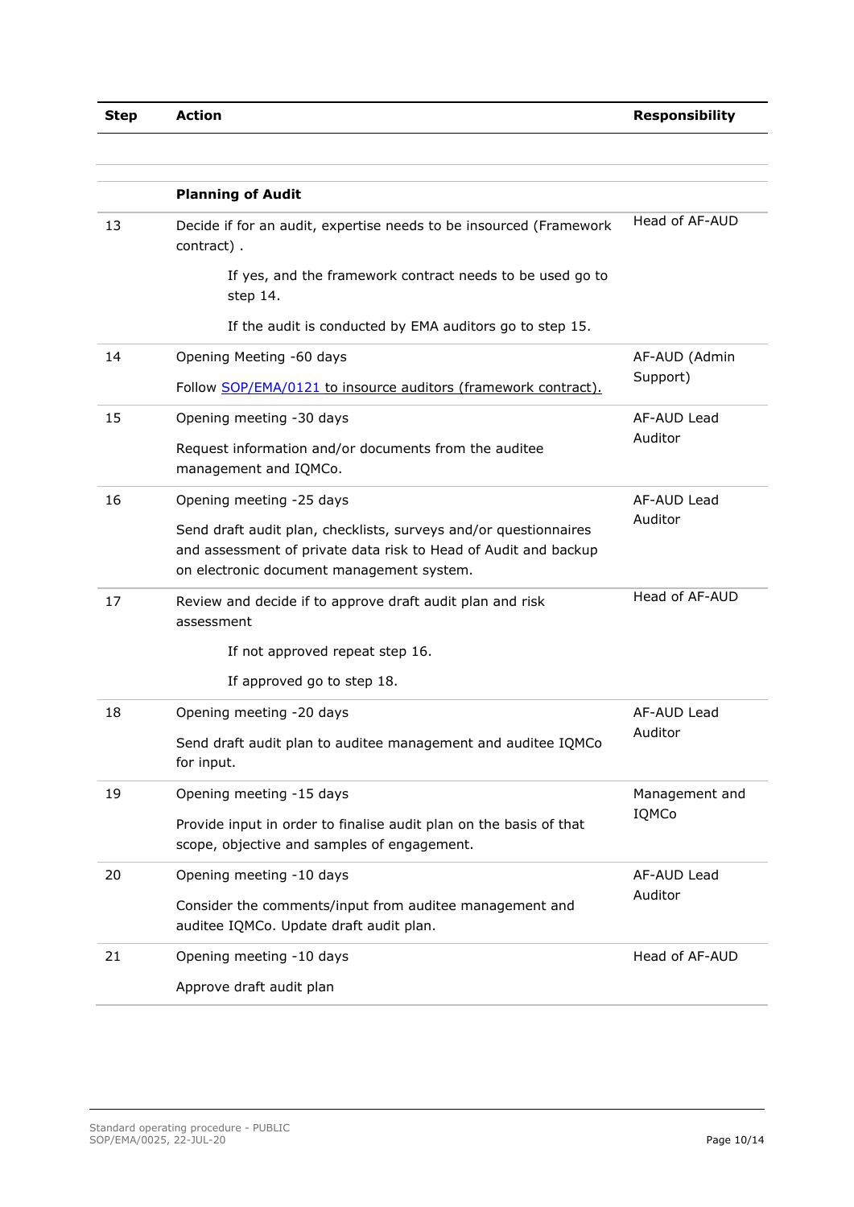| Step | Action | Responsibility |
|---|---|---|
| | | |
| | **Planning of Audit** | |
| 13 | Decide if for an audit, expertise needs to be insourced (Framework contract) .<br><br>If yes, and the framework contract needs to be used go to step 14.<br><br>If the audit is conducted by EMA auditors go to step 15. | Head of AF-AUD |
| 14 | Opening Meeting -60 days<br><br>Follow SOP/EMA/0121 to insource auditors (framework contract). | AF-AUD (Admin Support) |
| 15 | Opening meeting -30 days<br><br>Request information and/or documents from the auditee management and IQMCo. | AF-AUD Lead Auditor |
| 16 | Opening meeting -25 days<br><br>Send draft audit plan, checklists, surveys and/or questionnaires and assessment of private data risk to Head of Audit and backup on electronic document management system. | AF-AUD Lead Auditor |
| 17 | Review and decide if to approve draft audit plan and risk assessment<br><br>If not approved repeat step 16.<br><br>If approved go to step 18. | Head of AF-AUD |
| 18 | Opening meeting -20 days<br><br>Send draft audit plan to auditee management and auditee IQMCo for input. | AF-AUD Lead Auditor |
| 19 | Opening meeting -15 days<br><br>Provide input in order to finalise audit plan on the basis of that scope, objective and samples of engagement. | Management and IQMCo |
| 20 | Opening meeting -10 days<br><br>Consider the comments/input from auditee management and auditee IQMCo. Update draft audit plan. | AF-AUD Lead Auditor |
| 21 | Opening meeting -10 days<br><br>Approve draft audit plan | Head of AF-AUD |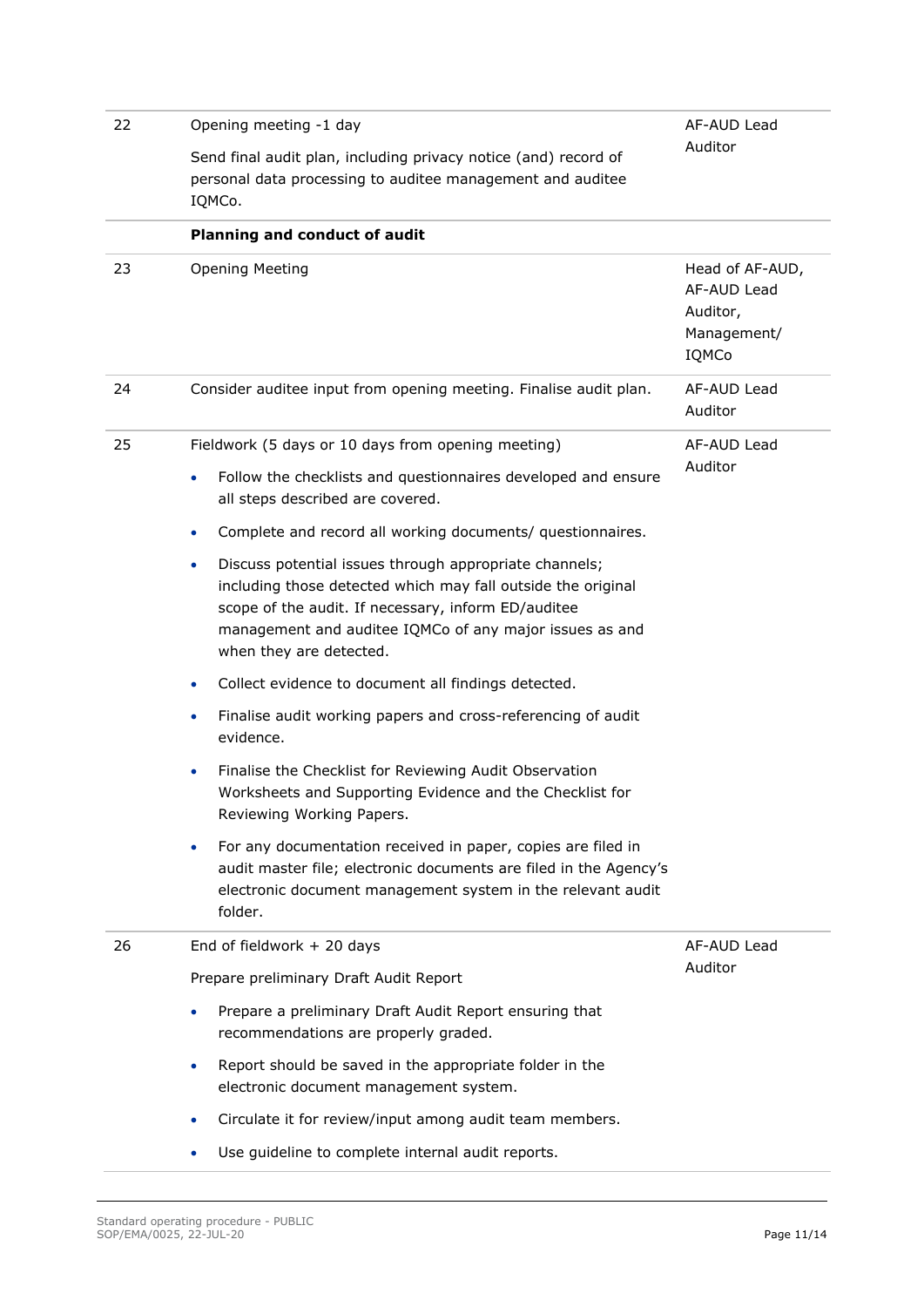| | | |
|---|---|---|
| 22 | Opening meeting -1 day<br><br>Send final audit plan, including privacy notice (and) record of personal data processing to auditee management and auditee IQMCo. | AF-AUD Lead Auditor |
| | **Planning and conduct of audit** | |
| 23 | Opening Meeting | Head of AF-AUD, AF-AUD Lead Auditor, Management/ IQMCo |
| 24 | Consider auditee input from opening meeting. Finalise audit plan. | AF-AUD Lead Auditor |
| 25 | Fieldwork (5 days or 10 days from opening meeting)<br><br>• Follow the checklists and questionnaires developed and ensure all steps described are covered.<br><br>• Complete and record all working documents/ questionnaires.<br><br>• Discuss potential issues through appropriate channels; including those detected which may fall outside the original scope of the audit. If necessary, inform ED/auditee management and auditee IQMCo of any major issues as and when they are detected.<br><br>• Collect evidence to document all findings detected.<br><br>• Finalise audit working papers and cross-referencing of audit evidence.<br><br>• Finalise the Checklist for Reviewing Audit Observation Worksheets and Supporting Evidence and the Checklist for Reviewing Working Papers.<br><br>• For any documentation received in paper, copies are filed in audit master file; electronic documents are filed in the Agency's electronic document management system in the relevant audit folder. | AF-AUD Lead Auditor |
| 26 | End of fieldwork + 20 days<br><br>Prepare preliminary Draft Audit Report<br><br>• Prepare a preliminary Draft Audit Report ensuring that recommendations are properly graded.<br><br>• Report should be saved in the appropriate folder in the electronic document management system.<br><br>• Circulate it for review/input among audit team members.<br><br>• Use guideline to complete internal audit reports. | AF-AUD Lead Auditor |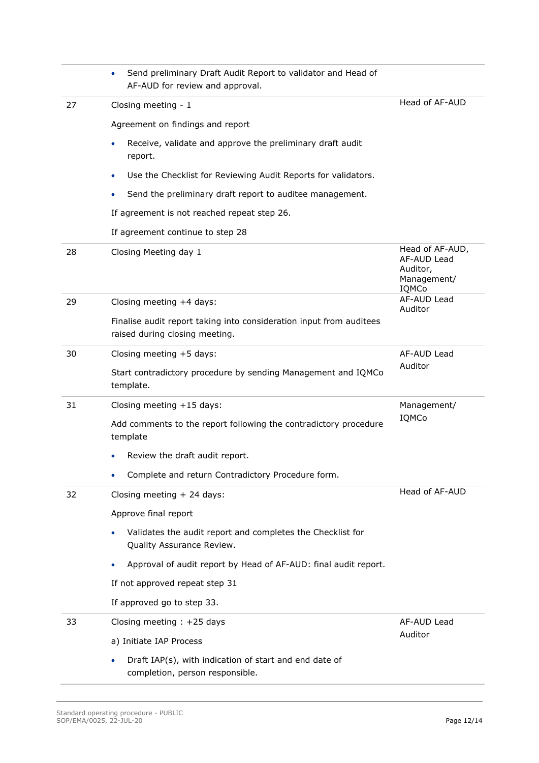| | | |
|---|---|---|
| | • Send preliminary Draft Audit Report to validator and Head of AF-AUD for review and approval. | |
| 27 | Closing meeting - 1<br><br>Agreement on findings and report<br><br>• Receive, validate and approve the preliminary draft audit report.<br>• Use the Checklist for Reviewing Audit Reports for validators.<br>• Send the preliminary draft report to auditee management.<br><br>If agreement is not reached repeat step 26.<br><br>If agreement continue to step 28 | Head of AF-AUD |
| 28 | Closing Meeting day 1 | Head of AF-AUD, AF-AUD Lead Auditor, Management/ IQMCo |
| 29 | Closing meeting +4 days:<br><br>Finalise audit report taking into consideration input from auditees raised during closing meeting. | AF-AUD Lead Auditor |
| 30 | Closing meeting +5 days:<br><br>Start contradictory procedure by sending Management and IQMCo template. | AF-AUD Lead Auditor |
| 31 | Closing meeting +15 days:<br><br>Add comments to the report following the contradictory procedure template<br><br>• Review the draft audit report.<br>• Complete and return Contradictory Procedure form. | Management/ IQMCo |
| 32 | Closing meeting + 24 days:<br><br>Approve final report<br><br>• Validates the audit report and completes the Checklist for Quality Assurance Review.<br>• Approval of audit report by Head of AF-AUD: final audit report.<br><br>If not approved repeat step 31<br><br>If approved go to step 33. | Head of AF-AUD |
| 33 | Closing meeting : +25 days<br><br>a) Initiate IAP Process<br><br>• Draft IAP(s), with indication of start and end date of completion, person responsible. | AF-AUD Lead Auditor |

Standard operating procedure - PUBLIC
SOP/EMA/0025, 22-JUL-20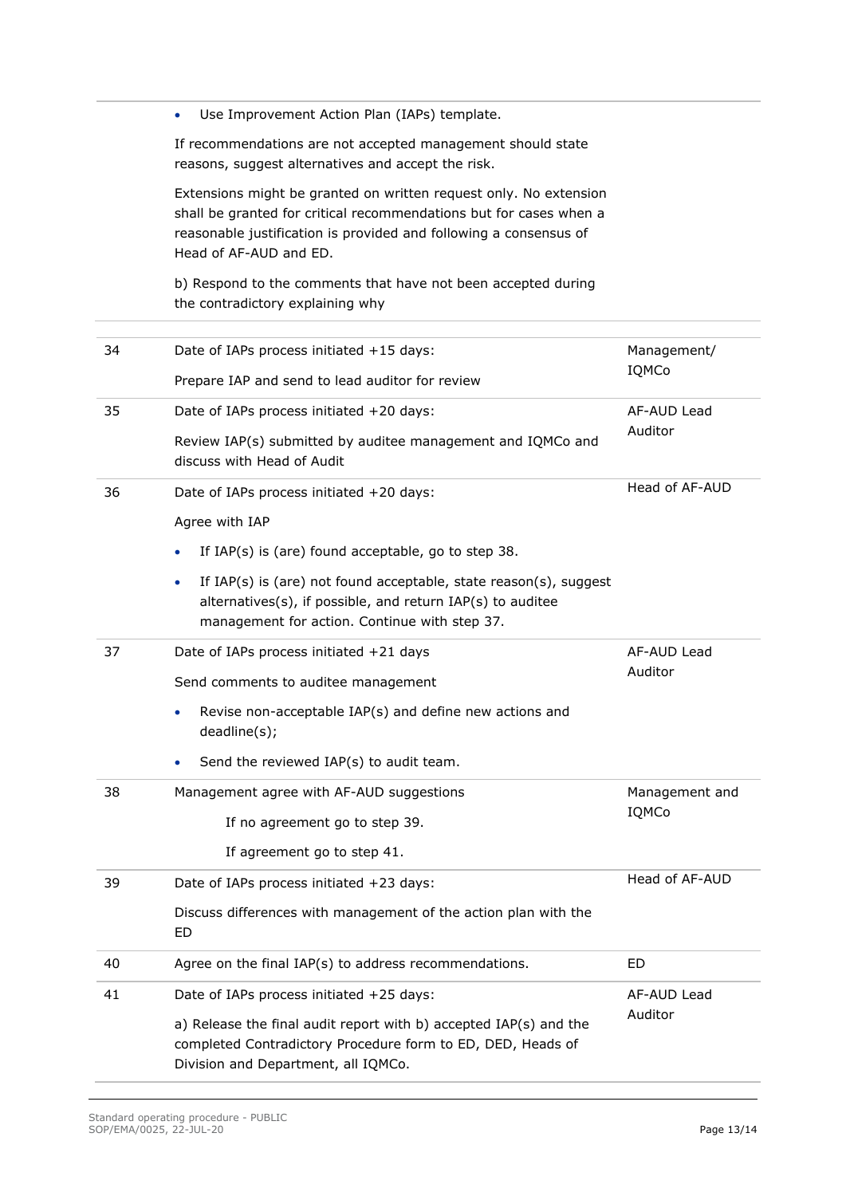| | | |
|---|---|---|
| | • Use Improvement Action Plan (IAPs) template.<br><br>If recommendations are not accepted management should state reasons, suggest alternatives and accept the risk.<br><br>Extensions might be granted on written request only. No extension shall be granted for critical recommendations but for cases when a reasonable justification is provided and following a consensus of Head of AF-AUD and ED.<br><br>b) Respond to the comments that have not been accepted during the contradictory explaining why | |
| 34 | Date of IAPs process initiated +15 days:<br><br>Prepare IAP and send to lead auditor for review | Management/ IQMCo |
| 35 | Date of IAPs process initiated +20 days:<br><br>Review IAP(s) submitted by auditee management and IQMCo and discuss with Head of Audit | AF-AUD Lead Auditor |
| 36 | Date of IAPs process initiated +20 days:<br><br>Agree with IAP<br><br>• If IAP(s) is (are) found acceptable, go to step 38.<br><br>• If IAP(s) is (are) not found acceptable, state reason(s), suggest alternatives(s), if possible, and return IAP(s) to auditee management for action. Continue with step 37. | Head of AF-AUD |
| 37 | Date of IAPs process initiated +21 days<br><br>Send comments to auditee management<br><br>• Revise non-acceptable IAP(s) and define new actions and deadline(s);<br><br>• Send the reviewed IAP(s) to audit team. | AF-AUD Lead Auditor |
| 38 | Management agree with AF-AUD suggestions<br><br>If no agreement go to step 39.<br><br>If agreement go to step 41. | Management and IQMCo |
| 39 | Date of IAPs process initiated +23 days:<br><br>Discuss differences with management of the action plan with the ED | Head of AF-AUD |
| 40 | Agree on the final IAP(s) to address recommendations. | ED |
| 41 | Date of IAPs process initiated +25 days:<br><br>a) Release the final audit report with b) accepted IAP(s) and the completed Contradictory Procedure form to ED, DED, Heads of Division and Department, all IQMCo. | AF-AUD Lead Auditor |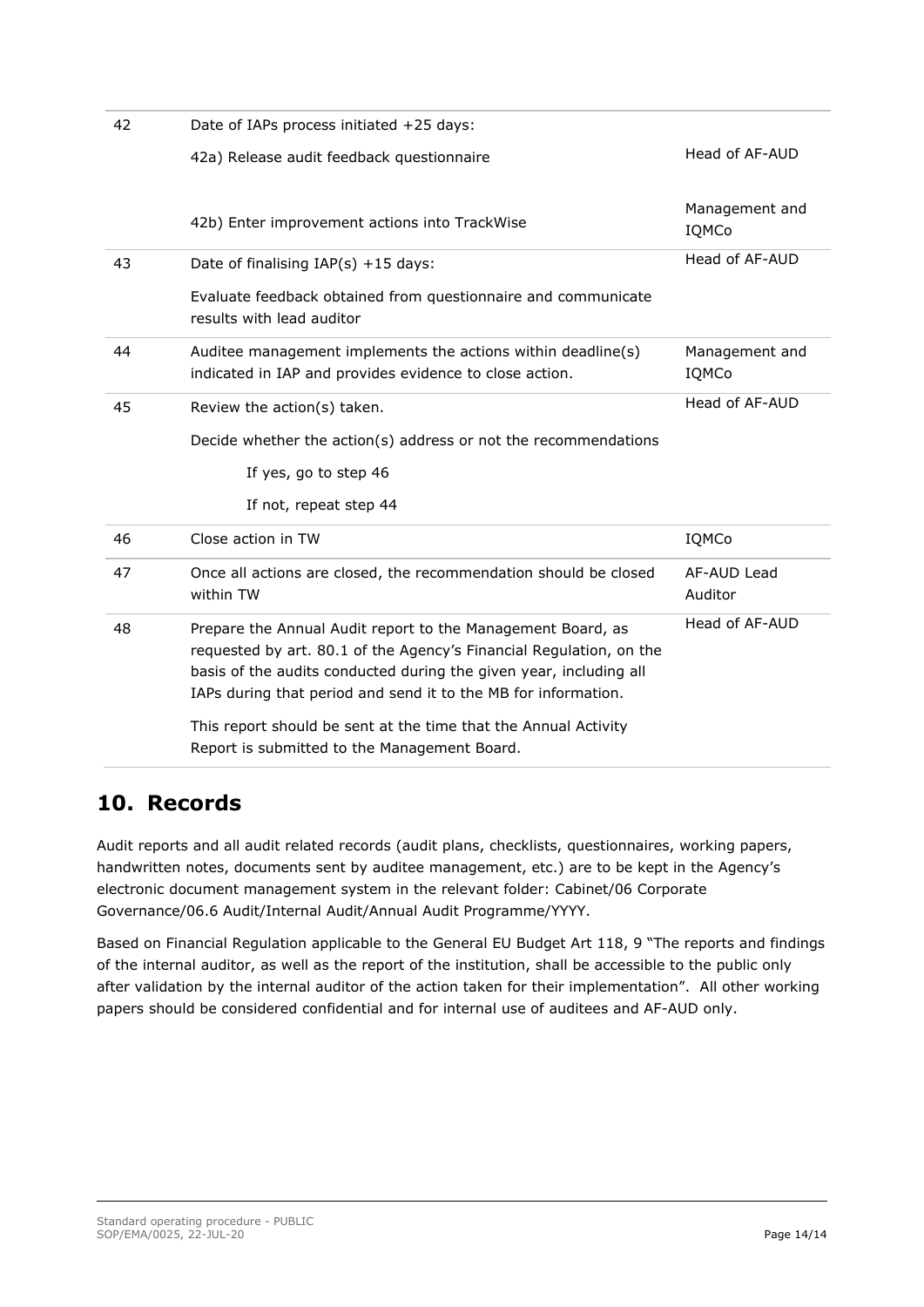| | | |
|---|---|---|
| 42 | Date of IAPs process initiated +25 days:<br><br>42a) Release audit feedback questionnaire<br><br>42b) Enter improvement actions into TrackWise | Head of AF-AUD<br><br>Management and IQMCo |
| 43 | Date of finalising IAP(s) +15 days:<br><br>Evaluate feedback obtained from questionnaire and communicate results with lead auditor | Head of AF-AUD |
| 44 | Auditee management implements the actions within deadline(s) indicated in IAP and provides evidence to close action. | Management and IQMCo |
| 45 | Review the action(s) taken.<br><br>Decide whether the action(s) address or not the recommendations<br><br>If yes, go to step 46<br><br>If not, repeat step 44 | Head of AF-AUD |
| 46 | Close action in TW | IQMCo |
| 47 | Once all actions are closed, the recommendation should be closed within TW | AF-AUD Lead Auditor |
| 48 | Prepare the Annual Audit report to the Management Board, as requested by art. 80.1 of the Agency's Financial Regulation, on the basis of the audits conducted during the given year, including all IAPs during that period and send it to the MB for information.<br><br>This report should be sent at the time that the Annual Activity Report is submitted to the Management Board. | Head of AF-AUD |

## 10. Records

Audit reports and all audit related records (audit plans, checklists, questionnaires, working papers, handwritten notes, documents sent by auditee management, etc.) are to be kept in the Agency's electronic document management system in the relevant folder: Cabinet/06 Corporate Governance/06.6 Audit/Internal Audit/Annual Audit Programme/YYYY.

Based on Financial Regulation applicable to the General EU Budget Art 118, 9 "The reports and findings of the internal auditor, as well as the report of the institution, shall be accessible to the public only after validation by the internal auditor of the action taken for their implementation". All other working papers should be considered confidential and for internal use of auditees and AF-AUD only.